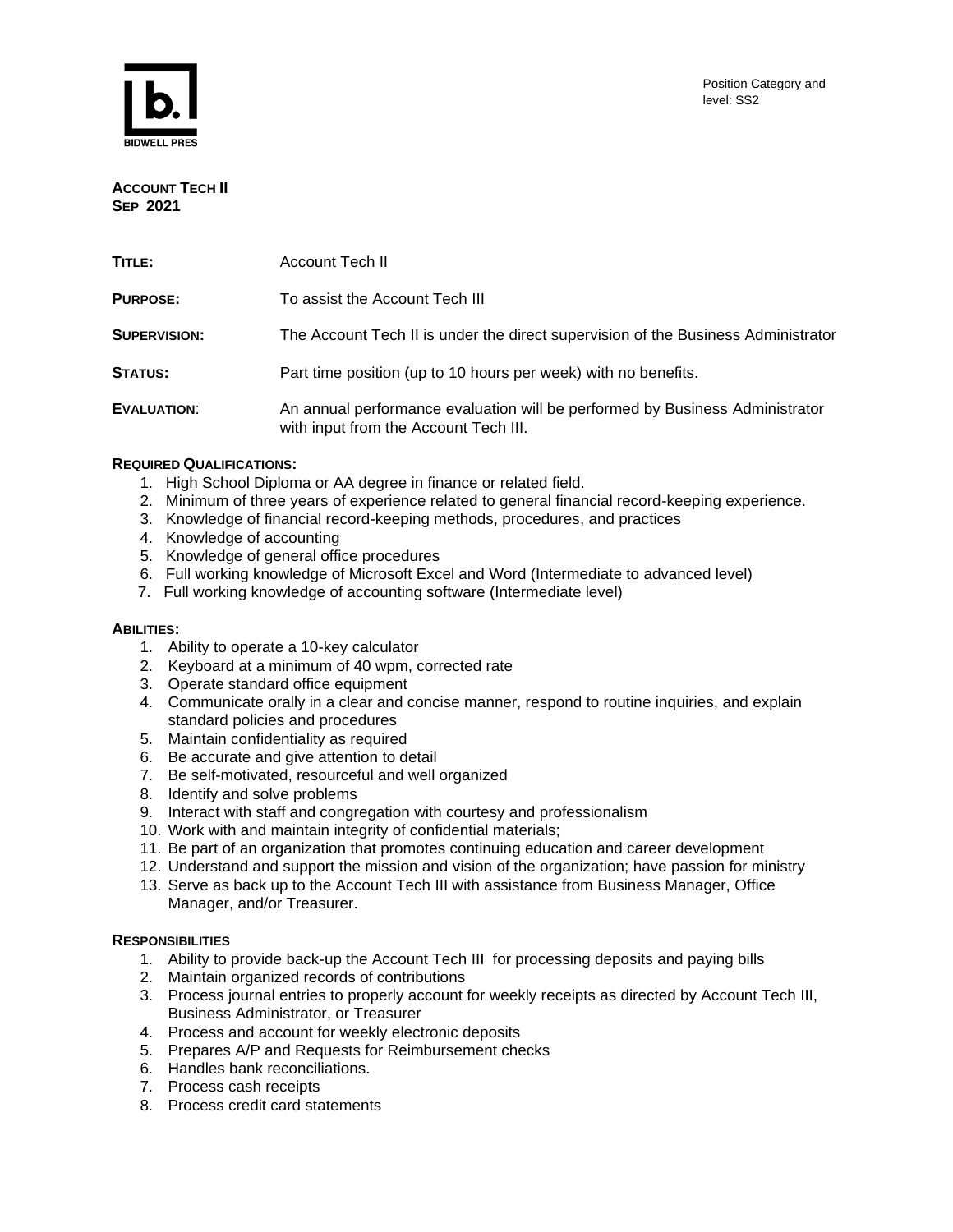BIDWELL PRES

Position Category and level: SS2

**ACCOUNT TECH II**
**SEP 2021**

| | |
|---|---|
| **TITLE:** | Account Tech II |
| **PURPOSE:** | To assist the Account Tech III |
| **SUPERVISION:** | The Account Tech II is under the direct supervision of the Business Administrator |
| **STATUS:** | Part time position (up to 10 hours per week) with no benefits. |
| **EVALUATION:** | An annual performance evaluation will be performed by Business Administrator with input from the Account Tech III. |

**REQUIRED QUALIFICATIONS:**

1. High School Diploma or AA degree in finance or related field.
2. Minimum of three years of experience related to general financial record-keeping experience.
3. Knowledge of financial record-keeping methods, procedures, and practices
4. Knowledge of accounting
5. Knowledge of general office procedures
6. Full working knowledge of Microsoft Excel and Word (Intermediate to advanced level)
7. Full working knowledge of accounting software (Intermediate level)

**ABILITIES:**

1. Ability to operate a 10-key calculator
2. Keyboard at a minimum of 40 wpm, corrected rate
3. Operate standard office equipment
4. Communicate orally in a clear and concise manner, respond to routine inquiries, and explain standard policies and procedures
5. Maintain confidentiality as required
6. Be accurate and give attention to detail
7. Be self-motivated, resourceful and well organized
8. Identify and solve problems
9. Interact with staff and congregation with courtesy and professionalism
10. Work with and maintain integrity of confidential materials;
11. Be part of an organization that promotes continuing education and career development
12. Understand and support the mission and vision of the organization; have passion for ministry
13. Serve as back up to the Account Tech III with assistance from Business Manager, Office Manager, and/or Treasurer.

**RESPONSIBILITIES**

1. Ability to provide back-up the Account Tech III for processing deposits and paying bills
2. Maintain organized records of contributions
3. Process journal entries to properly account for weekly receipts as directed by Account Tech III, Business Administrator, or Treasurer
4. Process and account for weekly electronic deposits
5. Prepares A/P and Requests for Reimbursement checks
6. Handles bank reconciliations.
7. Process cash receipts
8. Process credit card statements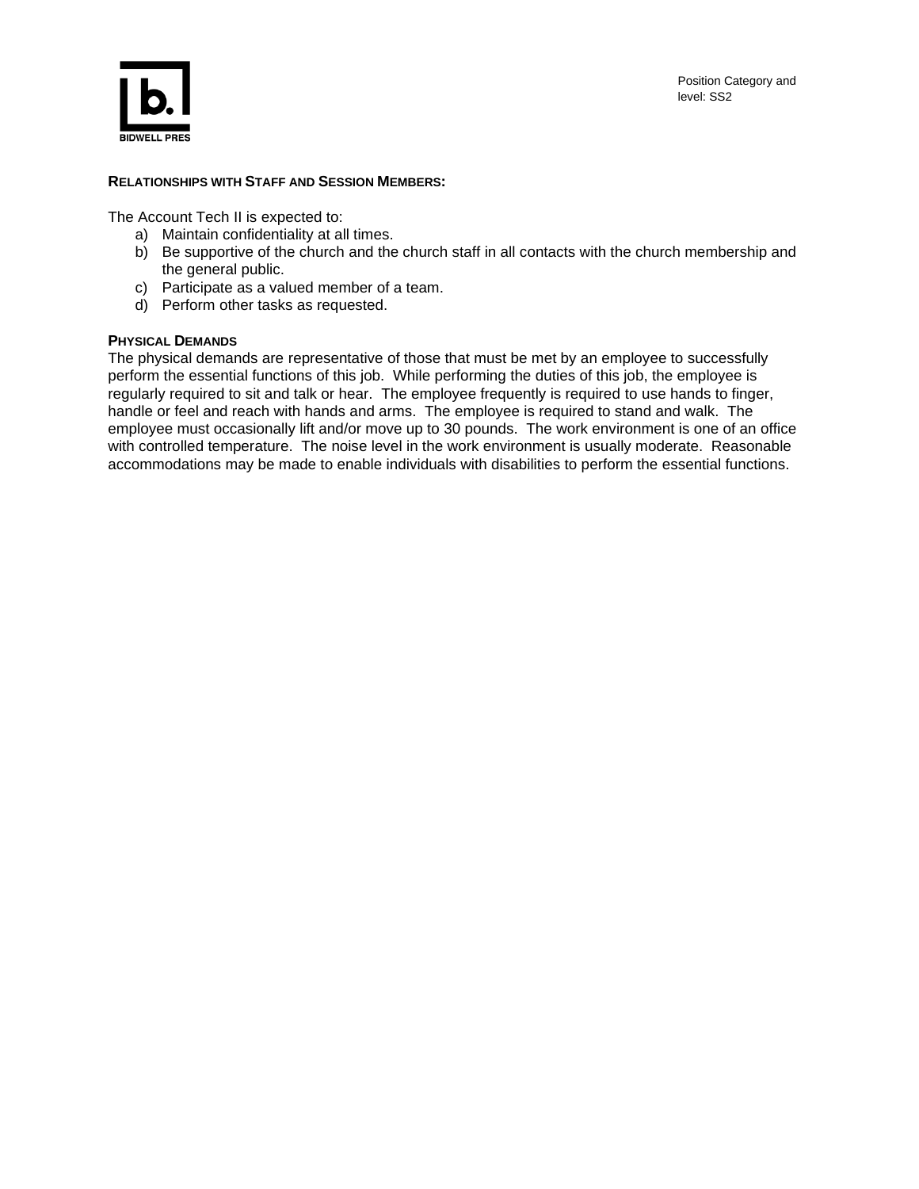**RELATIONSHIPS WITH STAFF AND SESSION MEMBERS:**

The Account Tech II is expected to:

a) Maintain confidentiality at all times.
b) Be supportive of the church and the church staff in all contacts with the church membership and the general public.
c) Participate as a valued member of a team.
d) Perform other tasks as requested.

**PHYSICAL DEMANDS**

The physical demands are representative of those that must be met by an employee to successfully perform the essential functions of this job. While performing the duties of this job, the employee is regularly required to sit and talk or hear. The employee frequently is required to use hands to finger, handle or feel and reach with hands and arms. The employee is required to stand and walk. The employee must occasionally lift and/or move up to 30 pounds. The work environment is one of an office with controlled temperature. The noise level in the work environment is usually moderate. Reasonable accommodations may be made to enable individuals with disabilities to perform the essential functions.